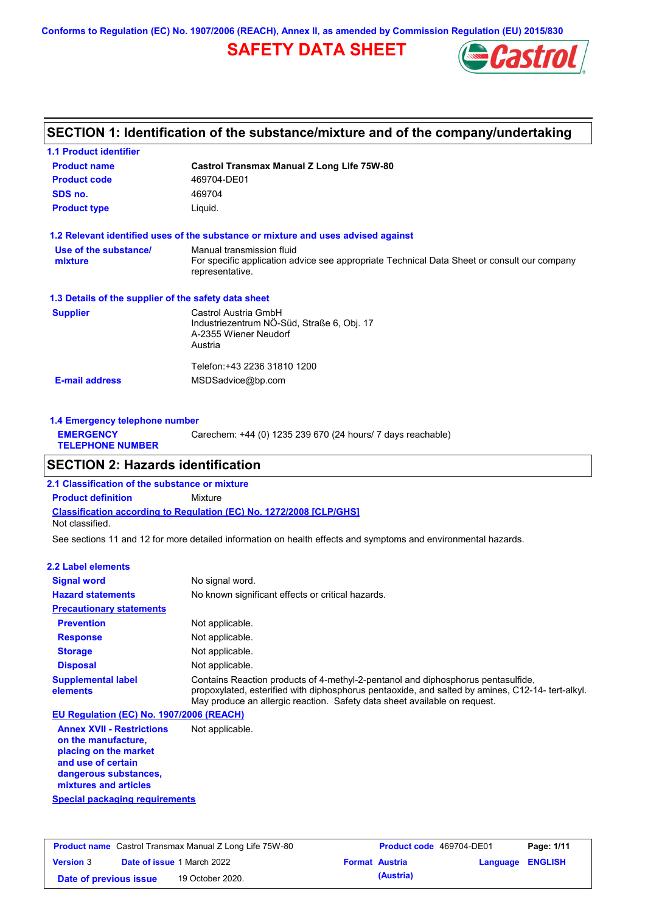Conforms to Regulation (EC) No. 1907/2006 (REACH), Annex II, as amended by Commission Regulation (EU) 2015/830

# SAFETY DATA SHEET

## SECTION 1: Identification of the substance/mixture and of the company/undertaking

### 1.1 Product identifier

| | |
|---|---|
| **Product name** | **Castrol Transmax Manual Z Long Life 75W-80** |
| **Product code** | 469704-DE01 |
| **SDS no.** | 469704 |
| **Product type** | Liquid. |

### 1.2 Relevant identified uses of the substance or mixture and uses advised against

| | |
|---|---|
| **Use of the substance/ mixture** | Manual transmission fluid<br>For specific application advice see appropriate Technical Data Sheet or consult our company representative. |

### 1.3 Details of the supplier of the safety data sheet

| | |
|---|---|
| **Supplier** | Castrol Austria GmbH<br>Industriezentrum NÖ-Süd, Straße 6, Obj. 17<br>A-2355 Wiener Neudorf<br>Austria<br><br>Telefon:+43 2236 31810 1200 |
| **E-mail address** | MSDSadvice@bp.com |

### 1.4 Emergency telephone number

| | |
|---|---|
| **EMERGENCY TELEPHONE NUMBER** | Carechem: +44 (0) 1235 239 670 (24 hours/ 7 days reachable) |

## SECTION 2: Hazards identification

### 2.1 Classification of the substance or mixture

**Product definition** Mixture

**Classification according to Regulation (EC) No. 1272/2008 [CLP/GHS]**

Not classified.

See sections 11 and 12 for more detailed information on health effects and symptoms and environmental hazards.

### 2.2 Label elements

| | |
|---|---|
| **Signal word** | No signal word. |
| **Hazard statements** | No known significant effects or critical hazards. |

**Precautionary statements**

| | |
|---|---|
| **Prevention** | Not applicable. |
| **Response** | Not applicable. |
| **Storage** | Not applicable. |
| **Disposal** | Not applicable. |
| **Supplemental label elements** | Contains Reaction products of 4-methyl-2-pentanol and diphosphorus pentasulfide, propoxylated, esterified with diphosphorus pentaoxide, and salted by amines, C12-14- tert-alkyl. May produce an allergic reaction. Safety data sheet available on request. |

**EU Regulation (EC) No. 1907/2006 (REACH)**

| | |
|---|---|
| **Annex XVII - Restrictions on the manufacture, placing on the market and use of certain dangerous substances, mixtures and articles** | Not applicable. |

**Special packaging requirements**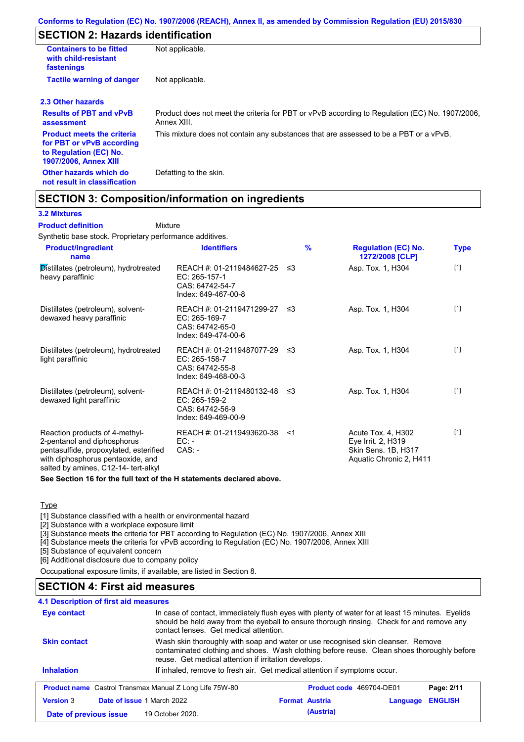## SECTION 2: Hazards identification

| | |
|---|---|
| **Containers to be fitted with child-resistant fastenings** | Not applicable. |
| **Tactile warning of danger** | Not applicable. |

### 2.3 Other hazards

| | |
|---|---|
| **Results of PBT and vPvB assessment** | Product does not meet the criteria for PBT or vPvB according to Regulation (EC) No. 1907/2006, Annex XIII. |
| **Product meets the criteria for PBT or vPvB according to Regulation (EC) No. 1907/2006, Annex XIII** | This mixture does not contain any substances that are assessed to be a PBT or a vPvB. |
| **Other hazards which do not result in classification** | Defatting to the skin. |

## SECTION 3: Composition/information on ingredients

### 3.2 Mixtures

**Product definition** Mixture

Synthetic base stock. Proprietary performance additives.

| Product/ingredient name | Identifiers | % | Regulation (EC) No. 1272/2008 [CLP] | Type |
|---|---|---|---|---|
| Distillates (petroleum), hydrotreated heavy paraffinic | REACH #: 01-2119484627-25<br>EC: 265-157-1<br>CAS: 64742-54-7<br>Index: 649-467-00-8 | ≤3 | Asp. Tox. 1, H304 | [1] |
| Distillates (petroleum), solvent-dewaxed heavy paraffinic | REACH #: 01-2119471299-27<br>EC: 265-169-7<br>CAS: 64742-65-0<br>Index: 649-474-00-6 | ≤3 | Asp. Tox. 1, H304 | [1] |
| Distillates (petroleum), hydrotreated light paraffinic | REACH #: 01-2119487077-29<br>EC: 265-158-7<br>CAS: 64742-55-8<br>Index: 649-468-00-3 | ≤3 | Asp. Tox. 1, H304 | [1] |
| Distillates (petroleum), solvent-dewaxed light paraffinic | REACH #: 01-2119480132-48<br>EC: 265-159-2<br>CAS: 64742-56-9<br>Index: 649-469-00-9 | ≤3 | Asp. Tox. 1, H304 | [1] |
| Reaction products of 4-methyl-2-pentanol and diphosphorus pentasulfide, propoxylated, esterified with diphosphorus pentaoxide, and salted by amines, C12-14- tert-alkyl | REACH #: 01-2119493620-38<br>EC: -<br>CAS: - | <1 | Acute Tox. 4, H302<br>Eye Irrit. 2, H319<br>Skin Sens. 1B, H317<br>Aquatic Chronic 2, H411 | [1] |

**See Section 16 for the full text of the H statements declared above.**

Type

[1] Substance classified with a health or environmental hazard
[2] Substance with a workplace exposure limit
[3] Substance meets the criteria for PBT according to Regulation (EC) No. 1907/2006, Annex XIII
[4] Substance meets the criteria for vPvB according to Regulation (EC) No. 1907/2006, Annex XIII
[5] Substance of equivalent concern
[6] Additional disclosure due to company policy

Occupational exposure limits, if available, are listed in Section 8.

## SECTION 4: First aid measures

### 4.1 Description of first aid measures

| | |
|---|---|
| **Eye contact** | In case of contact, immediately flush eyes with plenty of water for at least 15 minutes. Eyelids should be held away from the eyeball to ensure thorough rinsing. Check for and remove any contact lenses. Get medical attention. |
| **Skin contact** | Wash skin thoroughly with soap and water or use recognised skin cleanser. Remove contaminated clothing and shoes. Wash clothing before reuse. Clean shoes thoroughly before reuse. Get medical attention if irritation develops. |
| **Inhalation** | If inhaled, remove to fresh air. Get medical attention if symptoms occur. |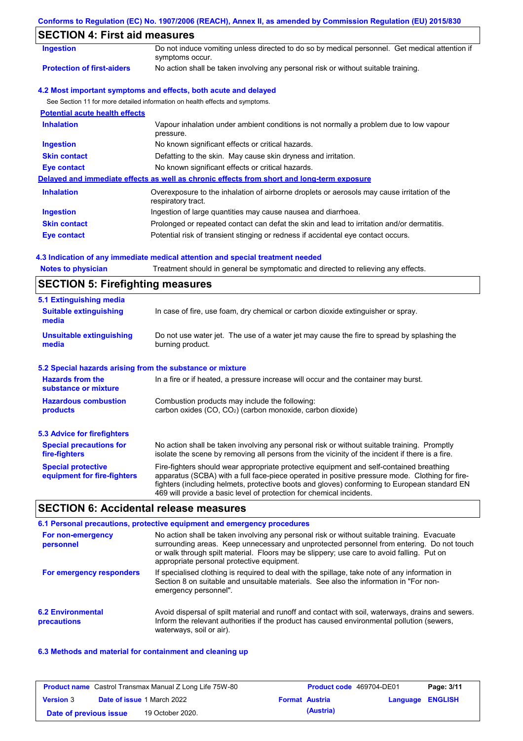## SECTION 4: First aid measures

| | |
|---|---|
| **Ingestion** | Do not induce vomiting unless directed to do so by medical personnel. Get medical attention if symptoms occur. |
| **Protection of first-aiders** | No action shall be taken involving any personal risk or without suitable training. |

### 4.2 Most important symptoms and effects, both acute and delayed

See Section 11 for more detailed information on health effects and symptoms.

**Potential acute health effects**

| | |
|---|---|
| **Inhalation** | Vapour inhalation under ambient conditions is not normally a problem due to low vapour pressure. |
| **Ingestion** | No known significant effects or critical hazards. |
| **Skin contact** | Defatting to the skin. May cause skin dryness and irritation. |
| **Eye contact** | No known significant effects or critical hazards. |

**Delayed and immediate effects as well as chronic effects from short and long-term exposure**

| | |
|---|---|
| **Inhalation** | Overexposure to the inhalation of airborne droplets or aerosols may cause irritation of the respiratory tract. |
| **Ingestion** | Ingestion of large quantities may cause nausea and diarrhoea. |
| **Skin contact** | Prolonged or repeated contact can defat the skin and lead to irritation and/or dermatitis. |
| **Eye contact** | Potential risk of transient stinging or redness if accidental eye contact occurs. |

### 4.3 Indication of any immediate medical attention and special treatment needed

| | |
|---|---|
| **Notes to physician** | Treatment should in general be symptomatic and directed to relieving any effects. |

## SECTION 5: Firefighting measures

### 5.1 Extinguishing media

| | |
|---|---|
| **Suitable extinguishing media** | In case of fire, use foam, dry chemical or carbon dioxide extinguisher or spray. |
| **Unsuitable extinguishing media** | Do not use water jet. The use of a water jet may cause the fire to spread by splashing the burning product. |

### 5.2 Special hazards arising from the substance or mixture

| | |
|---|---|
| **Hazards from the substance or mixture** | In a fire or if heated, a pressure increase will occur and the container may burst. |
| **Hazardous combustion products** | Combustion products may include the following: carbon oxides (CO, $CO_2$) (carbon monoxide, carbon dioxide) |

### 5.3 Advice for firefighters

| | |
|---|---|
| **Special precautions for fire-fighters** | No action shall be taken involving any personal risk or without suitable training. Promptly isolate the scene by removing all persons from the vicinity of the incident if there is a fire. |
| **Special protective equipment for fire-fighters** | Fire-fighters should wear appropriate protective equipment and self-contained breathing apparatus (SCBA) with a full face-piece operated in positive pressure mode. Clothing for fire-fighters (including helmets, protective boots and gloves) conforming to European standard EN 469 will provide a basic level of protection for chemical incidents. |

## SECTION 6: Accidental release measures

### 6.1 Personal precautions, protective equipment and emergency procedures

| | |
|---|---|
| **For non-emergency personnel** | No action shall be taken involving any personal risk or without suitable training. Evacuate surrounding areas. Keep unnecessary and unprotected personnel from entering. Do not touch or walk through spilt material. Floors may be slippery; use care to avoid falling. Put on appropriate personal protective equipment. |
| **For emergency responders** | If specialised clothing is required to deal with the spillage, take note of any information in Section 8 on suitable and unsuitable materials. See also the information in "For non-emergency personnel". |

| | |
|---|---|
| **6.2 Environmental precautions** | Avoid dispersal of spilt material and runoff and contact with soil, waterways, drains and sewers. Inform the relevant authorities if the product has caused environmental pollution (sewers, waterways, soil or air). |

### 6.3 Methods and material for containment and cleaning up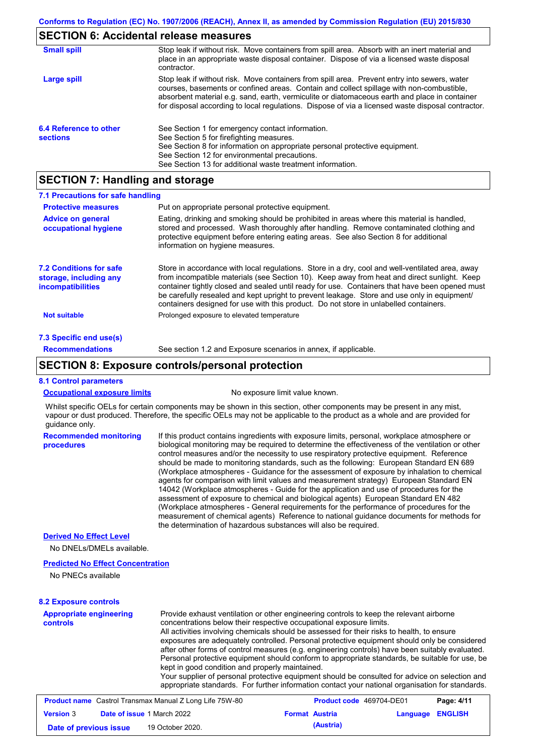## SECTION 6: Accidental release measures

| | |
|---|---|
| **Small spill** | Stop leak if without risk. Move containers from spill area. Absorb with an inert material and place in an appropriate waste disposal container. Dispose of via a licensed waste disposal contractor. |
| **Large spill** | Stop leak if without risk. Move containers from spill area. Prevent entry into sewers, water courses, basements or confined areas. Contain and collect spillage with non-combustible, absorbent material e.g. sand, earth, vermiculite or diatomaceous earth and place in container for disposal according to local regulations. Dispose of via a licensed waste disposal contractor. |

**6.4 Reference to other sections**

See Section 1 for emergency contact information.
See Section 5 for firefighting measures.
See Section 8 for information on appropriate personal protective equipment.
See Section 12 for environmental precautions.
See Section 13 for additional waste treatment information.

## SECTION 7: Handling and storage

### 7.1 Precautions for safe handling

| | |
|---|---|
| **Protective measures** | Put on appropriate personal protective equipment. |
| **Advice on general occupational hygiene** | Eating, drinking and smoking should be prohibited in areas where this material is handled, stored and processed. Wash thoroughly after handling. Remove contaminated clothing and protective equipment before entering eating areas. See also Section 8 for additional information on hygiene measures. |

**7.2 Conditions for safe storage, including any incompatibilities**

Store in accordance with local regulations. Store in a dry, cool and well-ventilated area, away from incompatible materials (see Section 10). Keep away from heat and direct sunlight. Keep container tightly closed and sealed until ready for use. Containers that have been opened must be carefully resealed and kept upright to prevent leakage. Store and use only in equipment/ containers designed for use with this product. Do not store in unlabelled containers.

**Not suitable**: Prolonged exposure to elevated temperature

### 7.3 Specific end use(s)

**Recommendations**: See section 1.2 and Exposure scenarios in annex, if applicable.

## SECTION 8: Exposure controls/personal protection

### 8.1 Control parameters

**Occupational exposure limits**: No exposure limit value known.

Whilst specific OELs for certain components may be shown in this section, other components may be present in any mist, vapour or dust produced. Therefore, the specific OELs may not be applicable to the product as a whole and are provided for guidance only.

**Recommended monitoring procedures**

If this product contains ingredients with exposure limits, personal, workplace atmosphere or biological monitoring may be required to determine the effectiveness of the ventilation or other control measures and/or the necessity to use respiratory protective equipment. Reference should be made to monitoring standards, such as the following: European Standard EN 689 (Workplace atmospheres - Guidance for the assessment of exposure by inhalation to chemical agents for comparison with limit values and measurement strategy) European Standard EN 14042 (Workplace atmospheres - Guide for the application and use of procedures for the assessment of exposure to chemical and biological agents) European Standard EN 482 (Workplace atmospheres - General requirements for the performance of procedures for the measurement of chemical agents) Reference to national guidance documents for methods for the determination of hazardous substances will also be required.

**Derived No Effect Level**

No DNELs/DMELs available.

**Predicted No Effect Concentration**

No PNECs available

### 8.2 Exposure controls

**Appropriate engineering controls**

Provide exhaust ventilation or other engineering controls to keep the relevant airborne concentrations below their respective occupational exposure limits.
All activities involving chemicals should be assessed for their risks to health, to ensure exposures are adequately controlled. Personal protective equipment should only be considered after other forms of control measures (e.g. engineering controls) have been suitably evaluated. Personal protective equipment should conform to appropriate standards, be suitable for use, be kept in good condition and properly maintained.
Your supplier of personal protective equipment should be consulted for advice on selection and appropriate standards. For further information contact your national organisation for standards.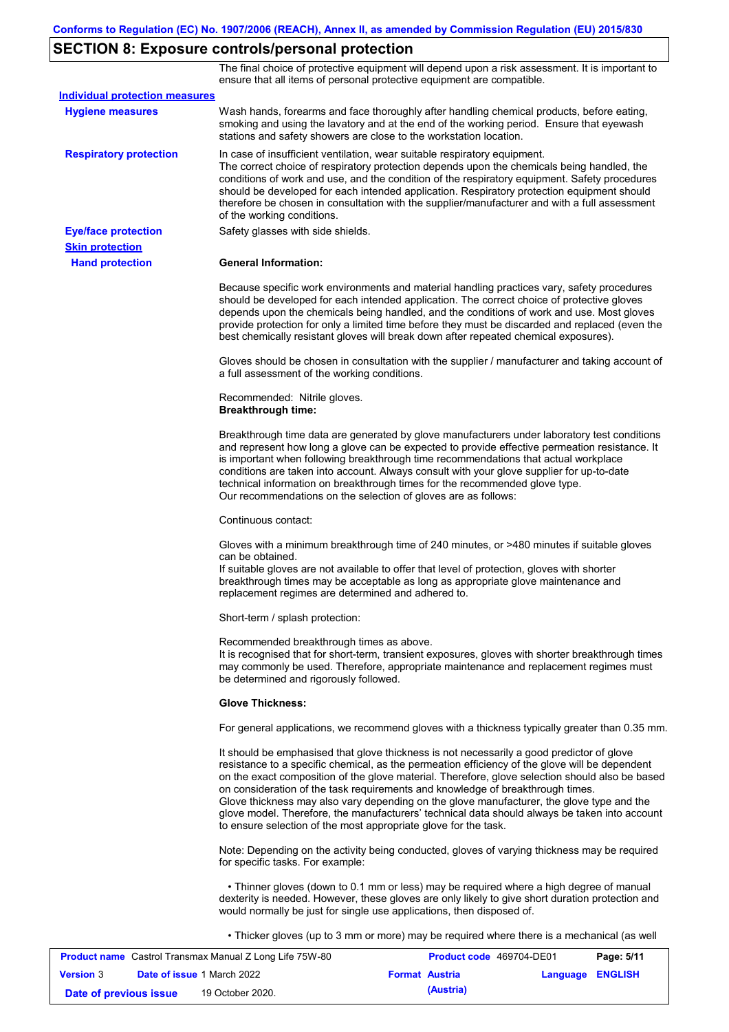## SECTION 8: Exposure controls/personal protection

The final choice of protective equipment will depend upon a risk assessment. It is important to ensure that all items of personal protective equipment are compatible.

**Individual protection measures**

**Hygiene measures**

Wash hands, forearms and face thoroughly after handling chemical products, before eating, smoking and using the lavatory and at the end of the working period. Ensure that eyewash stations and safety showers are close to the workstation location.

**Respiratory protection**

In case of insufficient ventilation, wear suitable respiratory equipment.
The correct choice of respiratory protection depends upon the chemicals being handled, the conditions of work and use, and the condition of the respiratory equipment. Safety procedures should be developed for each intended application. Respiratory protection equipment should therefore be chosen in consultation with the supplier/manufacturer and with a full assessment of the working conditions.

**Eye/face protection**

Safety glasses with side shields.

**Skin protection**

**Hand protection**

**General Information:**

Because specific work environments and material handling practices vary, safety procedures should be developed for each intended application. The correct choice of protective gloves depends upon the chemicals being handled, and the conditions of work and use. Most gloves provide protection for only a limited time before they must be discarded and replaced (even the best chemically resistant gloves will break down after repeated chemical exposures).

Gloves should be chosen in consultation with the supplier / manufacturer and taking account of a full assessment of the working conditions.

Recommended: Nitrile gloves.
**Breakthrough time:**

Breakthrough time data are generated by glove manufacturers under laboratory test conditions and represent how long a glove can be expected to provide effective permeation resistance. It is important when following breakthrough time recommendations that actual workplace conditions are taken into account. Always consult with your glove supplier for up-to-date technical information on breakthrough times for the recommended glove type.
Our recommendations on the selection of gloves are as follows:

Continuous contact:

Gloves with a minimum breakthrough time of 240 minutes, or >480 minutes if suitable gloves can be obtained.
If suitable gloves are not available to offer that level of protection, gloves with shorter breakthrough times may be acceptable as long as appropriate glove maintenance and replacement regimes are determined and adhered to.

Short-term / splash protection:

Recommended breakthrough times as above.
It is recognised that for short-term, transient exposures, gloves with shorter breakthrough times may commonly be used. Therefore, appropriate maintenance and replacement regimes must be determined and rigorously followed.

**Glove Thickness:**

For general applications, we recommend gloves with a thickness typically greater than 0.35 mm.

It should be emphasised that glove thickness is not necessarily a good predictor of glove resistance to a specific chemical, as the permeation efficiency of the glove will be dependent on the exact composition of the glove material. Therefore, glove selection should also be based on consideration of the task requirements and knowledge of breakthrough times.
Glove thickness may also vary depending on the glove manufacturer, the glove type and the glove model. Therefore, the manufacturers' technical data should always be taken into account to ensure selection of the most appropriate glove for the task.

Note: Depending on the activity being conducted, gloves of varying thickness may be required for specific tasks. For example:

- Thinner gloves (down to 0.1 mm or less) may be required where a high degree of manual dexterity is needed. However, these gloves are only likely to give short duration protection and would normally be just for single use applications, then disposed of.
- Thicker gloves (up to 3 mm or more) may be required where there is a mechanical (as well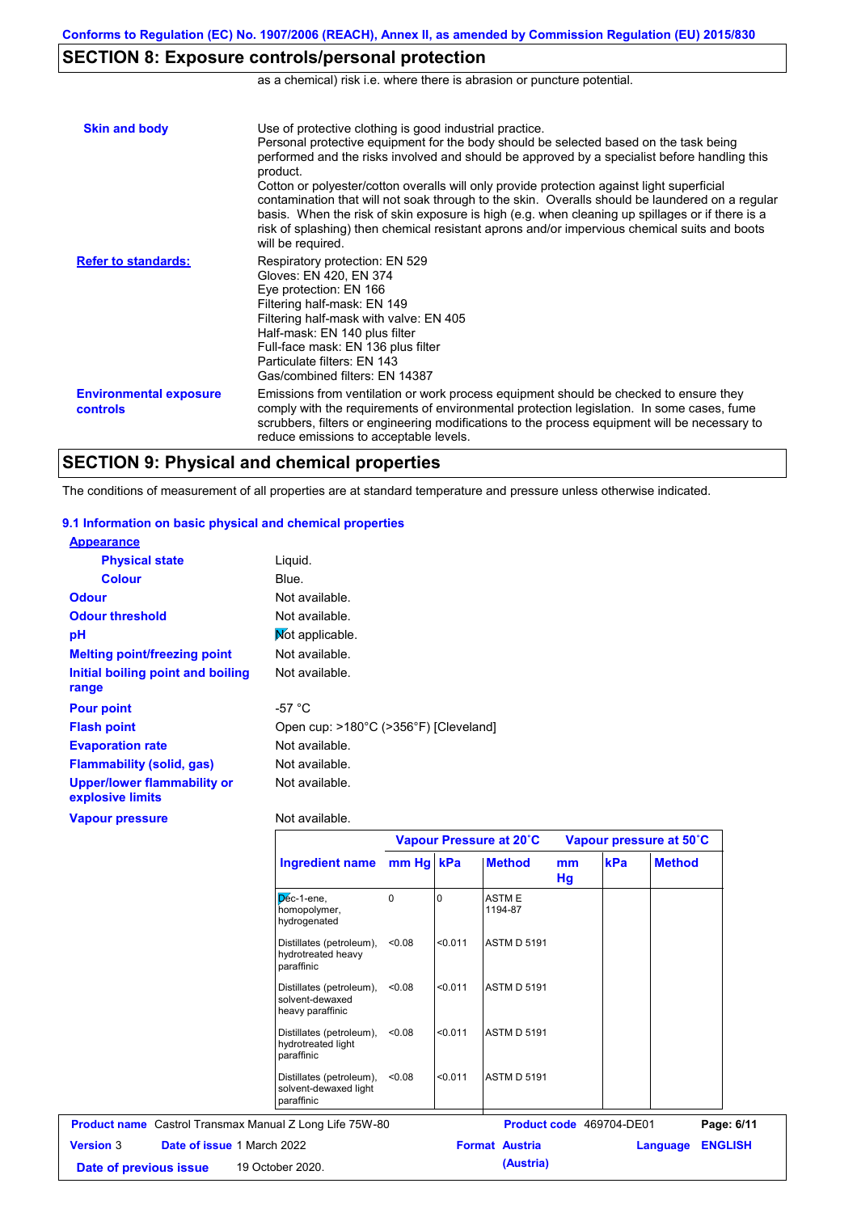## SECTION 8: Exposure controls/personal protection

as a chemical) risk i.e. where there is abrasion or puncture potential.

**Skin and body**

Use of protective clothing is good industrial practice.
Personal protective equipment for the body should be selected based on the task being performed and the risks involved and should be approved by a specialist before handling this product.
Cotton or polyester/cotton overalls will only provide protection against light superficial contamination that will not soak through to the skin. Overalls should be laundered on a regular basis. When the risk of skin exposure is high (e.g. when cleaning up spillages or if there is a risk of splashing) then chemical resistant aprons and/or impervious chemical suits and boots will be required.

**Refer to standards:**

Respiratory protection: EN 529
Gloves: EN 420, EN 374
Eye protection: EN 166
Filtering half-mask: EN 149
Filtering half-mask with valve: EN 405
Half-mask: EN 140 plus filter
Full-face mask: EN 136 plus filter
Particulate filters: EN 143
Gas/combined filters: EN 14387

**Environmental exposure controls**

Emissions from ventilation or work process equipment should be checked to ensure they comply with the requirements of environmental protection legislation. In some cases, fume scrubbers, filters or engineering modifications to the process equipment will be necessary to reduce emissions to acceptable levels.

## SECTION 9: Physical and chemical properties

The conditions of measurement of all properties are at standard temperature and pressure unless otherwise indicated.

### 9.1 Information on basic physical and chemical properties

**Appearance**

**Physical state**: Liquid.

**Colour**: Blue.

**Odour**: Not available.

**Odour threshold**: Not available.

**pH**: Not applicable.

**Melting point/freezing point**: Not available.

**Initial boiling point and boiling range**: Not available.

**Pour point**: -57 °C

**Flash point**: Open cup: >180°C (>356°F) [Cleveland]

**Evaporation rate**: Not available.

**Flammability (solid, gas)**: Not available.

**Upper/lower flammability or explosive limits**: Not available.

**Vapour pressure**: Not available.

| Ingredient name | Vapour Pressure at 20˚C | | | Vapour pressure at 50˚C | | |
|---|---|---|---|---|---|---|
| | mm Hg | kPa | Method | mm Hg | kPa | Method |
| Dec-1-ene, homopolymer, hydrogenated | 0 | 0 | ASTM E 1194-87 | | | |
| Distillates (petroleum), hydrotreated heavy paraffinic | <0.08 | <0.011 | ASTM D 5191 | | | |
| Distillates (petroleum), solvent-dewaxed heavy paraffinic | <0.08 | <0.011 | ASTM D 5191 | | | |
| Distillates (petroleum), hydrotreated light paraffinic | <0.08 | <0.011 | ASTM D 5191 | | | |
| Distillates (petroleum), solvent-dewaxed light paraffinic | <0.08 | <0.011 | ASTM D 5191 | | | |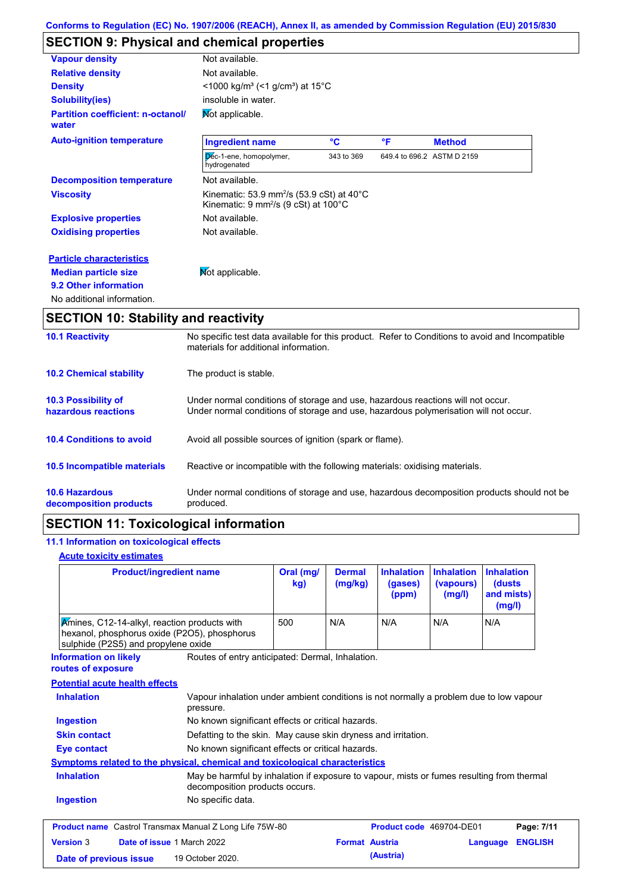Conforms to Regulation (EC) No. 1907/2006 (REACH), Annex II, as amended by Commission Regulation (EU) 2015/830

## SECTION 9: Physical and chemical properties

**Vapour density**: Not available.

**Relative density**: Not available.

**Density**: <1000 kg/m³ (<1 g/cm³) at 15°C

**Solubility(ies)**: insoluble in water.

**Partition coefficient: n-octanol/ water**: Not applicable.

**Auto-ignition temperature**:

| Ingredient name | °C | °F | Method |
|---|---|---|---|
| Dec-1-ene, homopolymer, hydrogenated | 343 to 369 | 649.4 to 696.2 | ASTM D 2159 |

**Decomposition temperature**: Not available.

**Viscosity**: Kinematic: 53.9 mm²/s (53.9 cSt) at 40°C
Kinematic: 9 mm²/s (9 cSt) at 100°C

**Explosive properties**: Not available.

**Oxidising properties**: Not available.

**Particle characteristics**

**Median particle size**: Not applicable.

**9.2 Other information**

No additional information.

## SECTION 10: Stability and reactivity

**10.1 Reactivity**: No specific test data available for this product. Refer to Conditions to avoid and Incompatible materials for additional information.

**10.2 Chemical stability**: The product is stable.

**10.3 Possibility of hazardous reactions**: Under normal conditions of storage and use, hazardous reactions will not occur.
Under normal conditions of storage and use, hazardous polymerisation will not occur.

**10.4 Conditions to avoid**: Avoid all possible sources of ignition (spark or flame).

**10.5 Incompatible materials**: Reactive or incompatible with the following materials: oxidising materials.

**10.6 Hazardous decomposition products**: Under normal conditions of storage and use, hazardous decomposition products should not be produced.

## SECTION 11: Toxicological information

### 11.1 Information on toxicological effects

**Acute toxicity estimates**

| Product/ingredient name | Oral (mg/kg) | Dermal (mg/kg) | Inhalation (gases) (ppm) | Inhalation (vapours) (mg/l) | Inhalation (dusts and mists) (mg/l) |
|---|---|---|---|---|---|
| Amines, C12-14-alkyl, reaction products with hexanol, phosphorus oxide (P2O5), phosphorus sulphide (P2S5) and propylene oxide | 500 | N/A | N/A | N/A | N/A |

**Information on likely routes of exposure**: Routes of entry anticipated: Dermal, Inhalation.

**Potential acute health effects**

**Inhalation**: Vapour inhalation under ambient conditions is not normally a problem due to low vapour pressure.

**Ingestion**: No known significant effects or critical hazards.

**Skin contact**: Defatting to the skin. May cause skin dryness and irritation.

**Eye contact**: No known significant effects or critical hazards.

**Symptoms related to the physical, chemical and toxicological characteristics**

**Inhalation**: May be harmful by inhalation if exposure to vapour, mists or fumes resulting from thermal decomposition products occurs.

**Ingestion**: No specific data.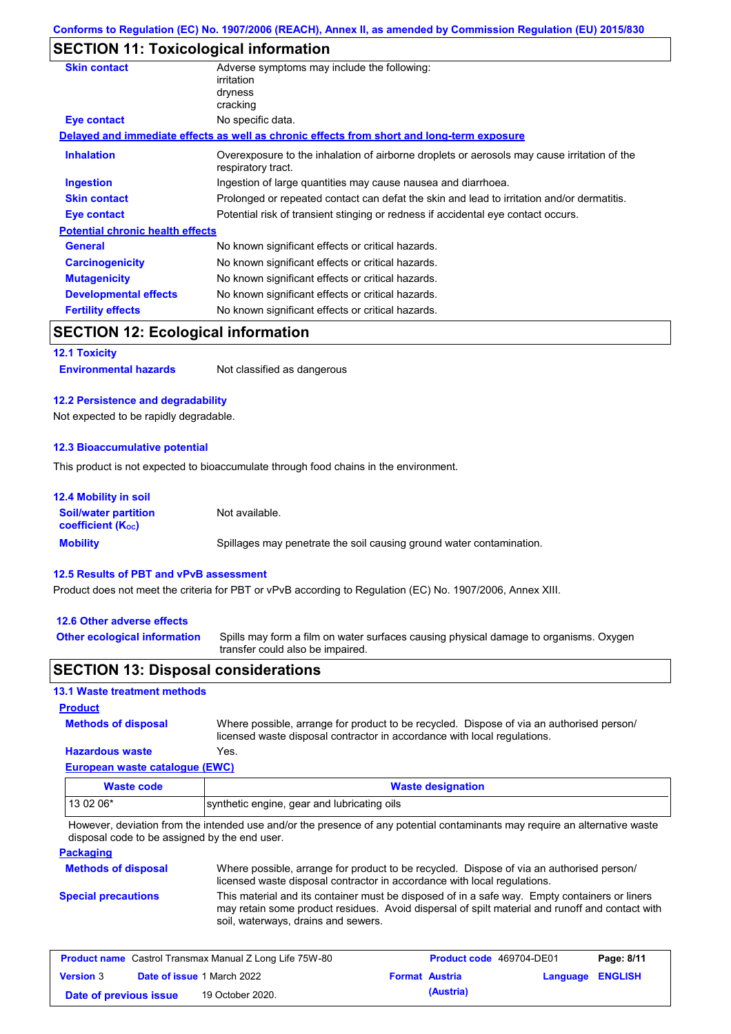## SECTION 11: Toxicological information

**Skin contact** Adverse symptoms may include the following:
irritation
dryness
cracking

**Eye contact** No specific data.

**Delayed and immediate effects as well as chronic effects from short and long-term exposure**

**Inhalation** Overexposure to the inhalation of airborne droplets or aerosols may cause irritation of the respiratory tract.

**Ingestion** Ingestion of large quantities may cause nausea and diarrhoea.

**Skin contact** Prolonged or repeated contact can defat the skin and lead to irritation and/or dermatitis.

**Eye contact** Potential risk of transient stinging or redness if accidental eye contact occurs.

**Potential chronic health effects**

**General** No known significant effects or critical hazards.

**Carcinogenicity** No known significant effects or critical hazards.

**Mutagenicity** No known significant effects or critical hazards.

**Developmental effects** No known significant effects or critical hazards.

**Fertility effects** No known significant effects or critical hazards.

## SECTION 12: Ecological information

### 12.1 Toxicity

**Environmental hazards** Not classified as dangerous

### 12.2 Persistence and degradability

Not expected to be rapidly degradable.

### 12.3 Bioaccumulative potential

This product is not expected to bioaccumulate through food chains in the environment.

### 12.4 Mobility in soil

**Soil/water partition coefficient ($K_{OC}$)** Not available.

**Mobility** Spillages may penetrate the soil causing ground water contamination.

### 12.5 Results of PBT and vPvB assessment

Product does not meet the criteria for PBT or vPvB according to Regulation (EC) No. 1907/2006, Annex XIII.

### 12.6 Other adverse effects

**Other ecological information** Spills may form a film on water surfaces causing physical damage to organisms. Oxygen transfer could also be impaired.

## SECTION 13: Disposal considerations

### 13.1 Waste treatment methods

**Product**

**Methods of disposal** Where possible, arrange for product to be recycled. Dispose of via an authorised person/ licensed waste disposal contractor in accordance with local regulations.

**Hazardous waste** Yes.

**European waste catalogue (EWC)**

| Waste code | Waste designation |
|---|---|
| 13 02 06* | synthetic engine, gear and lubricating oils |

However, deviation from the intended use and/or the presence of any potential contaminants may require an alternative waste disposal code to be assigned by the end user.

**Packaging**

**Methods of disposal** Where possible, arrange for product to be recycled. Dispose of via an authorised person/ licensed waste disposal contractor in accordance with local regulations.

**Special precautions** This material and its container must be disposed of in a safe way. Empty containers or liners may retain some product residues. Avoid dispersal of spilt material and runoff and contact with soil, waterways, drains and sewers.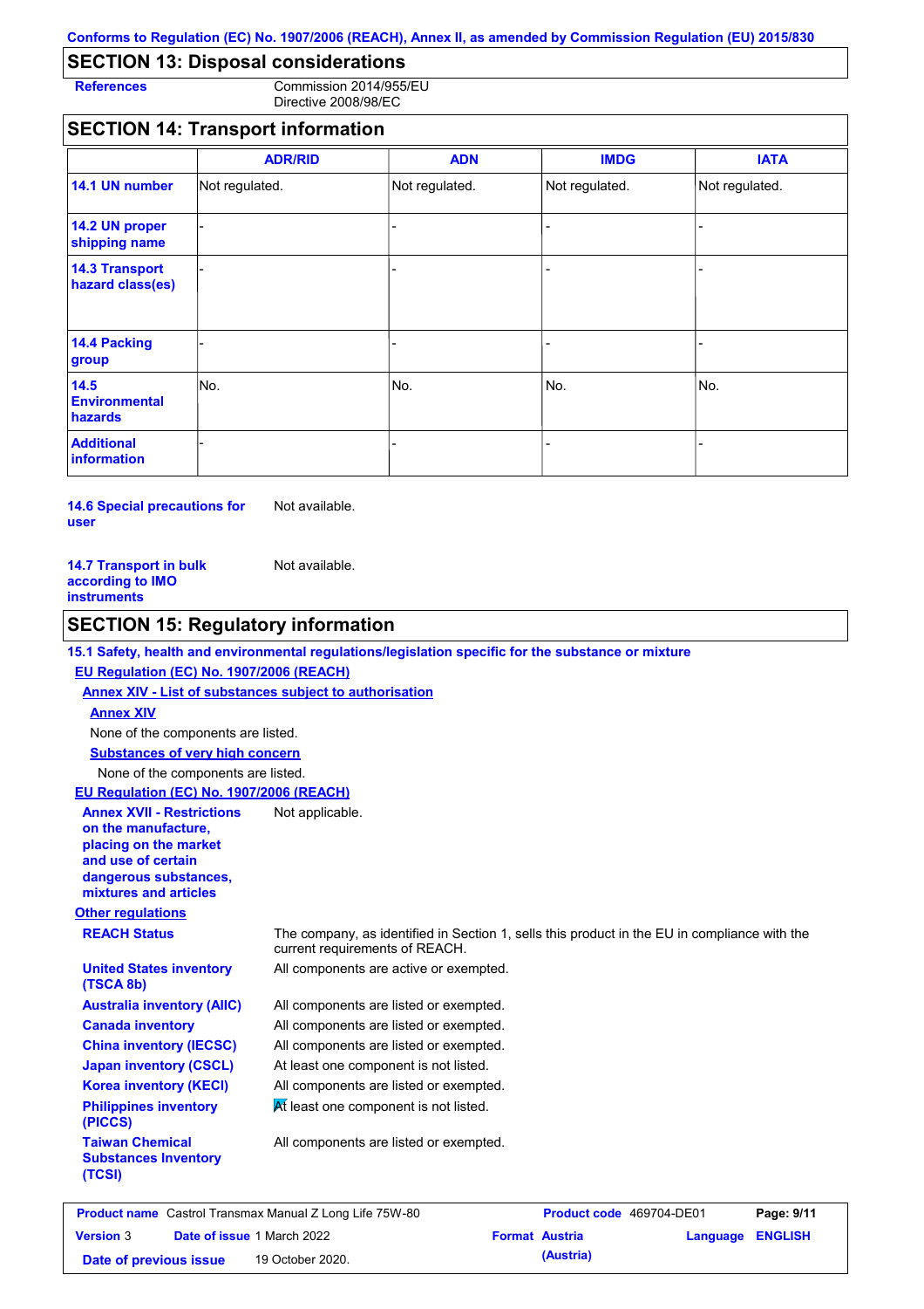## SECTION 13: Disposal considerations

**References** Commission 2014/955/EU
Directive 2008/98/EC

## SECTION 14: Transport information

| | ADR/RID | ADN | IMDG | IATA |
|---|---|---|---|---|
| **14.1 UN number** | Not regulated. | Not regulated. | Not regulated. | Not regulated. |
| **14.2 UN proper shipping name** | - | - | - | - |
| **14.3 Transport hazard class(es)** | - | - | - | - |
| **14.4 Packing group** | - | - | - | - |
| **14.5 Environmental hazards** | No. | No. | No. | No. |
| **Additional information** | - | - | - | - |

**14.6 Special precautions for user** Not available.

**14.7 Transport in bulk according to IMO instruments** Not available.

## SECTION 15: Regulatory information

**15.1 Safety, health and environmental regulations/legislation specific for the substance or mixture**

**EU Regulation (EC) No. 1907/2006 (REACH)**

**Annex XIV - List of substances subject to authorisation**

**Annex XIV**

None of the components are listed.

**Substances of very high concern**

None of the components are listed.

**EU Regulation (EC) No. 1907/2006 (REACH)**

**Annex XVII - Restrictions on the manufacture, placing on the market and use of certain dangerous substances, mixtures and articles** Not applicable.

**Other regulations**

**REACH Status** The company, as identified in Section 1, sells this product in the EU in compliance with the current requirements of REACH.

**United States inventory (TSCA 8b)** All components are active or exempted.

**Australia inventory (AIIC)** All components are listed or exempted.

**Canada inventory** All components are listed or exempted.

**China inventory (IECSC)** All components are listed or exempted.

**Japan inventory (CSCL)** At least one component is not listed.

**Korea inventory (KECI)** All components are listed or exempted.

**Philippines inventory (PICCS)** At least one component is not listed.

**Taiwan Chemical Substances Inventory (TCSI)** All components are listed or exempted.

| **Product name** Castrol Transmax Manual Z Long Life 75W-80 | | **Product code** 469704-DE01 | |
|---|---|---|---|
| **Version** 3 | **Date of issue** 1 March 2022 | **Format** Austria (Austria) | **Language** ENGLISH |
| **Date of previous issue** | 19 October 2020. | | |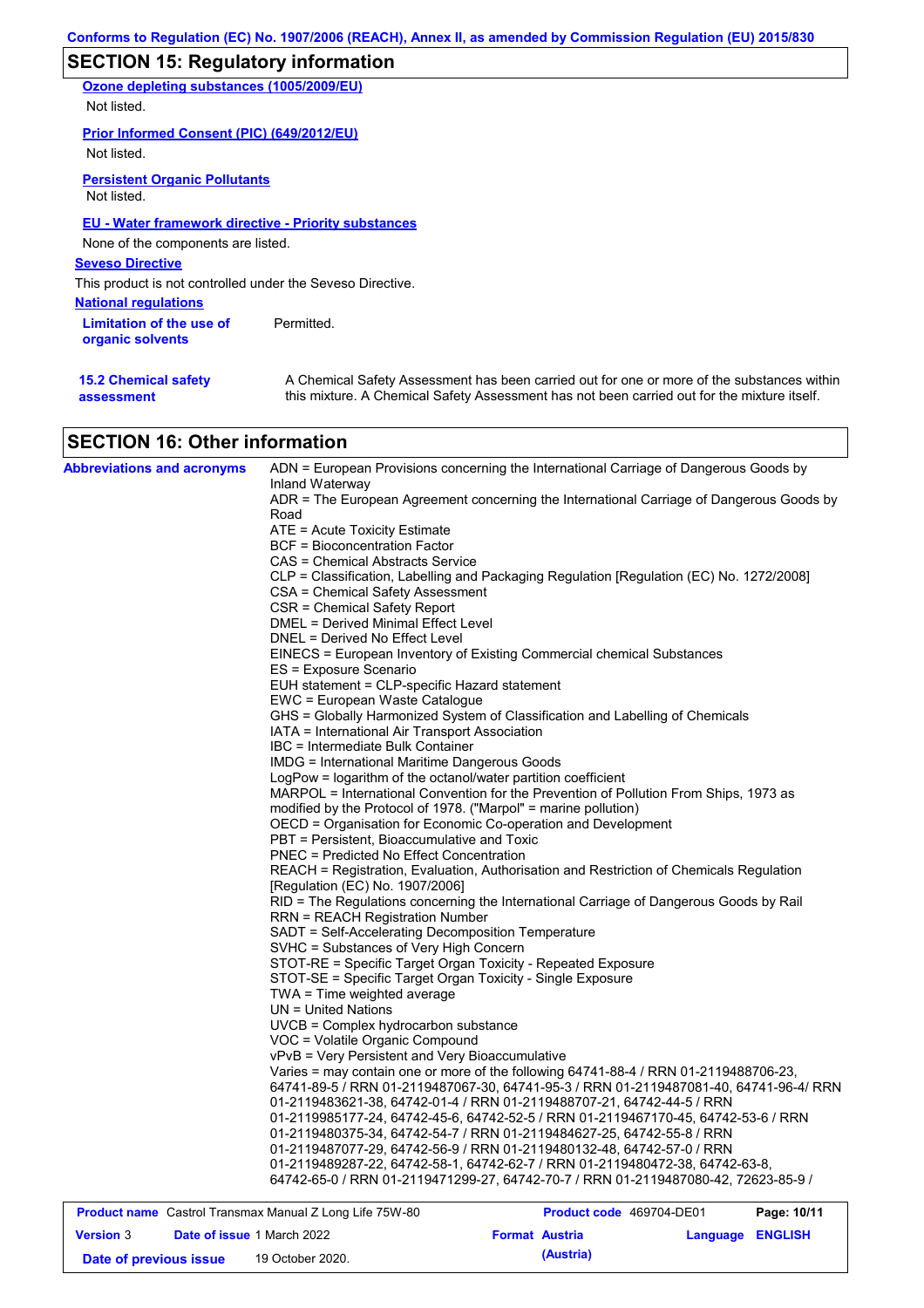## SECTION 15: Regulatory information

**Ozone depleting substances (1005/2009/EU)**

Not listed.

**Prior Informed Consent (PIC) (649/2012/EU)**

Not listed.

**Persistent Organic Pollutants**

Not listed.

**EU - Water framework directive - Priority substances**

None of the components are listed.

**Seveso Directive**

This product is not controlled under the Seveso Directive.

**National regulations**

**Limitation of the use of organic solvents** Permitted.

**15.2 Chemical safety assessment** A Chemical Safety Assessment has been carried out for one or more of the substances within this mixture. A Chemical Safety Assessment has not been carried out for the mixture itself.

## SECTION 16: Other information

**Abbreviations and acronyms**

ADN = European Provisions concerning the International Carriage of Dangerous Goods by Inland Waterway
ADR = The European Agreement concerning the International Carriage of Dangerous Goods by Road
ATE = Acute Toxicity Estimate
BCF = Bioconcentration Factor
CAS = Chemical Abstracts Service
CLP = Classification, Labelling and Packaging Regulation [Regulation (EC) No. 1272/2008]
CSA = Chemical Safety Assessment
CSR = Chemical Safety Report
DMEL = Derived Minimal Effect Level
DNEL = Derived No Effect Level
EINECS = European Inventory of Existing Commercial chemical Substances
ES = Exposure Scenario
EUH statement = CLP-specific Hazard statement
EWC = European Waste Catalogue
GHS = Globally Harmonized System of Classification and Labelling of Chemicals
IATA = International Air Transport Association
IBC = Intermediate Bulk Container
IMDG = International Maritime Dangerous Goods
LogPow = logarithm of the octanol/water partition coefficient
MARPOL = International Convention for the Prevention of Pollution From Ships, 1973 as modified by the Protocol of 1978. ("Marpol" = marine pollution)
OECD = Organisation for Economic Co-operation and Development
PBT = Persistent, Bioaccumulative and Toxic
PNEC = Predicted No Effect Concentration
REACH = Registration, Evaluation, Authorisation and Restriction of Chemicals Regulation [Regulation (EC) No. 1907/2006]
RID = The Regulations concerning the International Carriage of Dangerous Goods by Rail
RRN = REACH Registration Number
SADT = Self-Accelerating Decomposition Temperature
SVHC = Substances of Very High Concern
STOT-RE = Specific Target Organ Toxicity - Repeated Exposure
STOT-SE = Specific Target Organ Toxicity - Single Exposure
TWA = Time weighted average
UN = United Nations
UVCB = Complex hydrocarbon substance
VOC = Volatile Organic Compound
vPvB = Very Persistent and Very Bioaccumulative
Varies = may contain one or more of the following 64741-88-4 / RRN 01-2119488706-23, 64741-89-5 / RRN 01-2119487067-30, 64741-95-3 / RRN 01-2119487081-40, 64741-96-4/ RRN 01-2119483621-38, 64742-01-4 / RRN 01-2119488707-21, 64742-44-5 / RRN 01-2119985177-24, 64742-45-6, 64742-52-5 / RRN 01-2119467170-45, 64742-53-6 / RRN 01-2119480375-34, 64742-54-7 / RRN 01-2119484627-25, 64742-55-8 / RRN 01-2119487077-29, 64742-56-9 / RRN 01-2119480132-48, 64742-57-0 / RRN 01-2119489287-22, 64742-58-1, 64742-62-7 / RRN 01-2119480472-38, 64742-63-8, 64742-65-0 / RRN 01-2119471299-27, 64742-70-7 / RRN 01-2119487080-42, 72623-85-9 /

| **Product name** Castrol Transmax Manual Z Long Life 75W-80 | | **Product code** 469704-DE01 | |
|---|---|---|---|
| **Version** 3 | **Date of issue** 1 March 2022 | **Format** Austria (Austria) | **Language** ENGLISH |
| **Date of previous issue** | 19 October 2020. | | |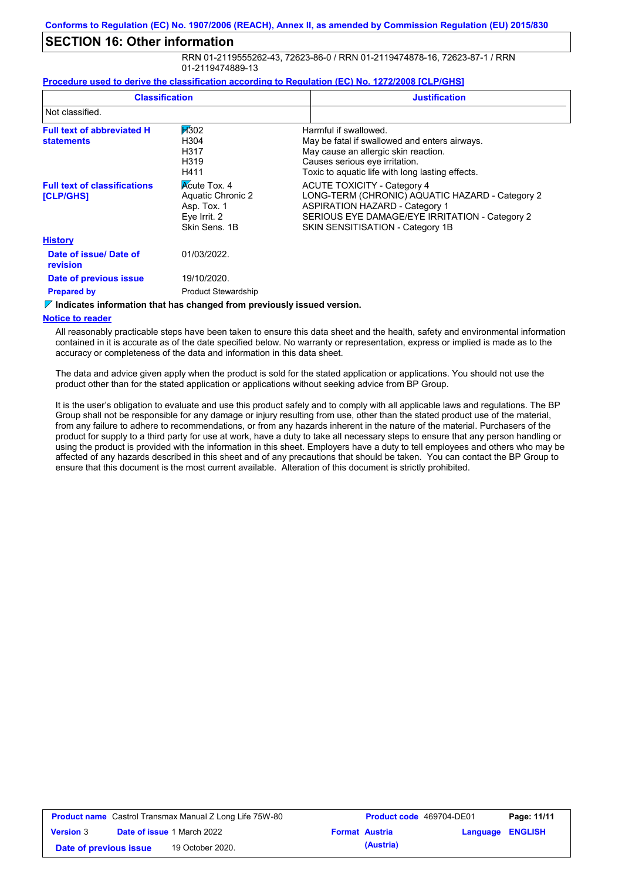## SECTION 16: Other information

RRN 01-2119555262-43, 72623-86-0 / RRN 01-2119474878-16, 72623-87-1 / RRN 01-2119474889-13

**Procedure used to derive the classification according to Regulation (EC) No. 1272/2008 [CLP/GHS]**

| Classification | Justification |
|---|---|
| Not classified. | |

**Full text of abbreviated H statements**

| | |
|---|---|
| H302 | Harmful if swallowed. |
| H304 | May be fatal if swallowed and enters airways. |
| H317 | May cause an allergic skin reaction. |
| H319 | Causes serious eye irritation. |
| H411 | Toxic to aquatic life with long lasting effects. |

**Full text of classifications [CLP/GHS]**

| | |
|---|---|
| Acute Tox. 4 | ACUTE TOXICITY - Category 4 |
| Aquatic Chronic 2 | LONG-TERM (CHRONIC) AQUATIC HAZARD - Category 2 |
| Asp. Tox. 1 | ASPIRATION HAZARD - Category 1 |
| Eye Irrit. 2 | SERIOUS EYE DAMAGE/EYE IRRITATION - Category 2 |
| Skin Sens. 1B | SKIN SENSITISATION - Category 1B |

**History**

**Date of issue/ Date of revision** 01/03/2022.

**Date of previous issue** 19/10/2020.

**Prepared by** Product Stewardship

**Indicates information that has changed from previously issued version.**

**Notice to reader**

All reasonably practicable steps have been taken to ensure this data sheet and the health, safety and environmental information contained in it is accurate as of the date specified below. No warranty or representation, express or implied is made as to the accuracy or completeness of the data and information in this data sheet.

The data and advice given apply when the product is sold for the stated application or applications. You should not use the product other than for the stated application or applications without seeking advice from BP Group.

It is the user's obligation to evaluate and use this product safely and to comply with all applicable laws and regulations. The BP Group shall not be responsible for any damage or injury resulting from use, other than the stated product use of the material, from any failure to adhere to recommendations, or from any hazards inherent in the nature of the material. Purchasers of the product for supply to a third party for use at work, have a duty to take all necessary steps to ensure that any person handling or using the product is provided with the information in this sheet. Employers have a duty to tell employees and others who may be affected of any hazards described in this sheet and of any precautions that should be taken. You can contact the BP Group to ensure that this document is the most current available. Alteration of this document is strictly prohibited.